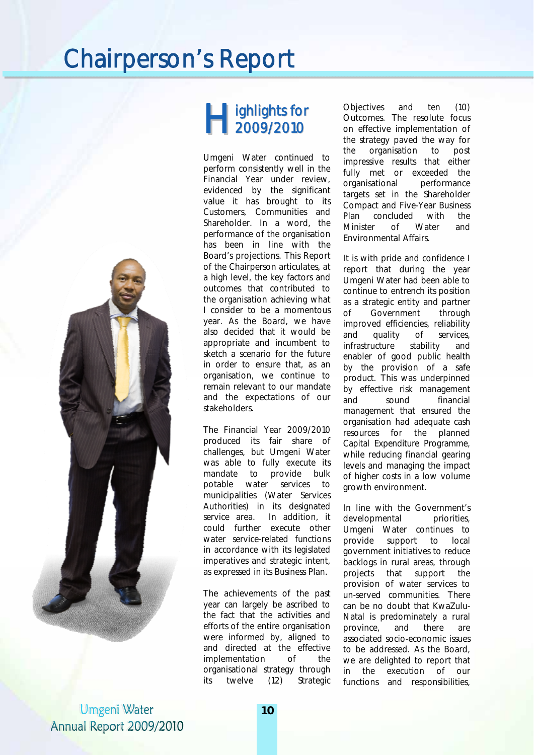# Chairperson's Report

## Highlights for 2009/2010

Umgeni Water continued to perform consistently well in the Financial Year under review, evidenced by the significant value it has brought to its Customers, Communities and Shareholder. In a word, the performance of the organisation has been in line with the Board's projections. This Report of the Chairperson articulates, at a high level, the key factors and outcomes that contributed to the organisation achieving what I consider to be a momentous year. As the Board, we have also decided that it would be appropriate and incumbent to sketch a scenario for the future in order to ensure that, as an organisation, we continue to remain relevant to our mandate and the expectations of our stakeholders.

The Financial Year 2009/2010 produced its fair share of challenges, but Umgeni Water was able to fully execute its mandate to provide bulk potable water services to municipalities (Water Services Authorities) in its designated service area. In addition, it could further execute other water service-related functions in accordance with its legislated imperatives and strategic intent, as expressed in its Business Plan.

The achievements of the past year can largely be ascribed to the fact that the activities and efforts of the entire organisation were informed by, aligned to and directed at the effective implementation of the organisational strategy through its twelve (12) Strategic Objectives and ten (10) Outcomes. The resolute focus on effective implementation of the strategy paved the way for the organisation to post impressive results that either fully met or exceeded the organisational performance targets set in the Shareholder Compact and Five-Year Business Plan concluded with the Minister of Water and Environmental Affairs.

It is with pride and confidence I report that during the year Umgeni Water had been able to continue to entrench its position as a strategic entity and partner of Government through improved efficiencies, reliability and quality of services, infrastructure stability and enabler of good public health by the provision of a safe product. This was underpinned by effective risk management and sound financial management that ensured the organisation had adequate cash resources for the planned Capital Expenditure Programme, while reducing financial gearing levels and managing the impact of higher costs in a low volume growth environment.

In line with the Government's developmental priorities, Umgeni Water continues to provide support to local government initiatives to reduce backlogs in rural areas, through projects that support the provision of water services to un-served communities. There can be no doubt that KwaZulu-Natal is predominately a rural province, and there are associated socio-economic issues to be addressed. As the Board, we are delighted to report that in the execution of our functions and responsibilities,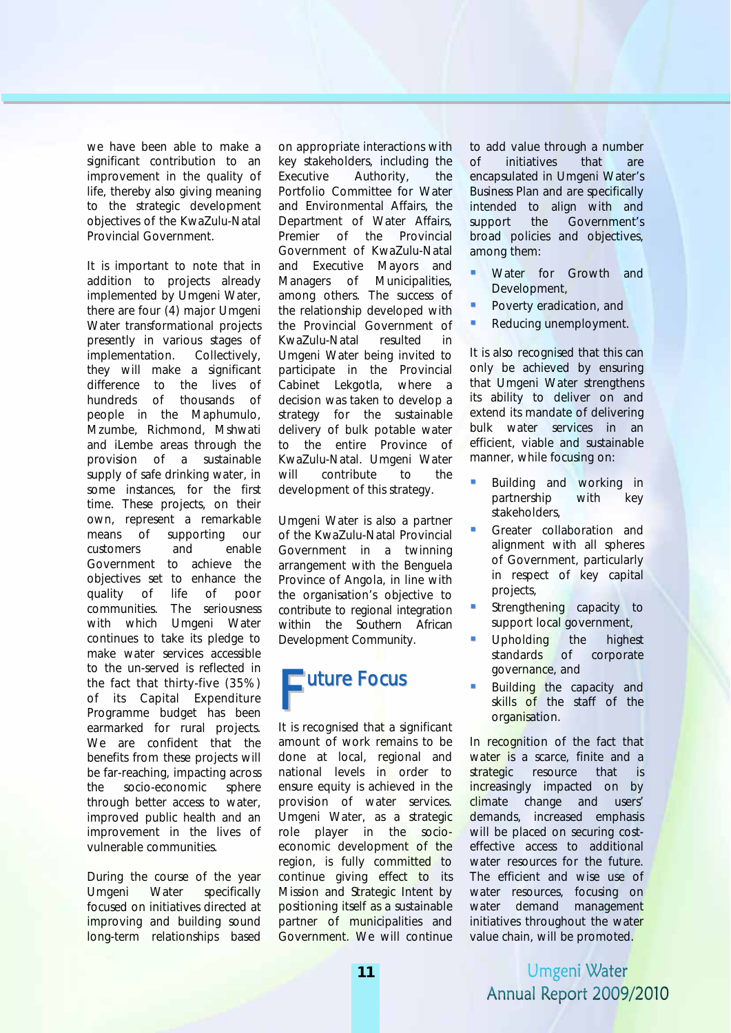we have been able to make a significant contribution to an improvement in the quality of life, thereby also giving meaning to the strategic development objectives of the KwaZulu-Natal Provincial Government.

It is important to note that in addition to projects already implemented by Umgeni Water, there are four (4) major Umgeni Water transformational projects presently in various stages of implementation. Collectively, they will make a significant difference to the lives of hundreds of thousands of people in the Maphumulo, Mzumbe, Richmond, Mshwati and iLembe areas through the provision of a sustainable supply of safe drinking water, in some instances, for the first time. These projects, on their own, represent a remarkable means of supporting our customers and enable Government to achieve the objectives set to enhance the quality of life of poor communities. The seriousness with which Umgeni Water continues to take its pledge to make water services accessible to the un-served is reflected in the fact that thirty-five (35%) of its Capital Expenditure Programme budget has been earmarked for rural projects. We are confident that the benefits from these projects will be far-reaching, impacting across the socio-economic sphere through better access to water, improved public health and an improvement in the lives of vulnerable communities.

During the course of the year Umgeni Water specifically focused on initiatives directed at improving and building sound long-term relationships based on appropriate interactions with key stakeholders, including the Executive Authority, the Portfolio Committee for Water and Environmental Affairs, the Department of Water Affairs, Premier of the Provincial Government of KwaZulu-Natal and Executive Mayors and Managers of Municipalities, among others. The success of the relationship developed with the Provincial Government of KwaZulu-Natal resulted in Umgeni Water being invited to participate in the Provincial Cabinet Lekgotla, where a decision was taken to develop a strategy for the sustainable delivery of bulk potable water to the entire Province of KwaZulu-Natal. Umgeni Water will contribute to the development of this strategy.

Umgeni Water is also a partner of the KwaZulu-Natal Provincial Government in a twinning arrangement with the Benguela Province of Angola, in line with the organisation's objective to contribute to regional integration within the Southern African Development Community.

## Future Focus

It is recognised that a significant amount of work remains to be done at local, regional and national levels in order to ensure equity is achieved in the provision of water services. Umgeni Water, as a strategic role player in the socio-economic development of the region, is fully committed to continue giving effect to its Mission and Strategic Intent by positioning itself as a sustainable partner of municipalities and Government. We will continue to add value through a number of initiatives that are encapsulated in Umgeni Water's Business Plan and are specifically intended to align with and support the Government's broad policies and objectives, among them:

- Water for Growth and Development,
- Poverty eradication, and
- Reducing unemployment.

It is also recognised that this can only be achieved by ensuring that Umgeni Water strengthens its ability to deliver on and extend its mandate of delivering bulk water services in an efficient, viable and sustainable manner, while focusing on:

- Building and working in partnership with key stakeholders,
- Greater collaboration and alignment with all spheres of Government, particularly in respect of key capital projects,
- Strengthening capacity to support local government,
- Upholding the highest standards of corporate governance, and
- Building the capacity and skills of the staff of the organisation.

In recognition of the fact that water is a scarce, finite and a strategic resource that is increasingly impacted on by climate change and users' demands, increased emphasis will be placed on securing cost-effective access to additional water resources for the future. The efficient and wise use of water resources, focusing on water demand management initiatives throughout the water value chain, will be promoted.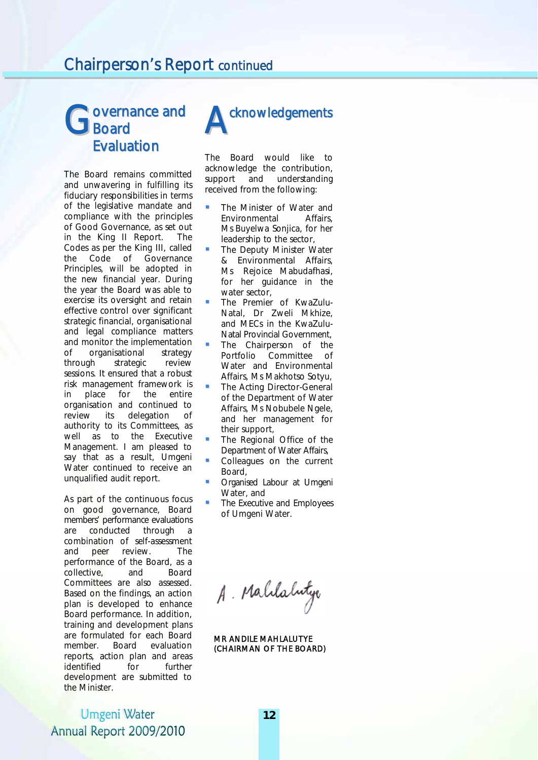## Governance and Board Evaluation

The Board remains committed and unwavering in fulfilling its fiduciary responsibilities in terms of the legislative mandate and compliance with the principles of Good Governance, as set out in the King II Report. The Codes as per the King III, called the Code of Governance Principles, will be adopted in the new financial year. During the year the Board was able to exercise its oversight and retain effective control over significant strategic financial, organisational and legal compliance matters and monitor the implementation of organisational strategy through strategic review sessions. It ensured that a robust risk management framework is in place for the entire organisation and continued to review its delegation of authority to its Committees, as well as to the Executive Management. I am pleased to say that as a result, Umgeni Water continued to receive an unqualified audit report.

As part of the continuous focus on good governance, Board members' performance evaluations are conducted through a combination of self-assessment and peer review. The performance of the Board, as a collective, and Board Committees are also assessed. Based on the findings, an action plan is developed to enhance Board performance. In addition, training and development plans are formulated for each Board member. Board evaluation reports, action plan and areas identified for further development are submitted to the Minister.

## Acknowledgements

The Board would like to acknowledge the contribution, support and understanding received from the following:

- The Minister of Water and Environmental Affairs, Ms Buyelwa Sonjica, for her leadership to the sector,
- The Deputy Minister Water & Environmental Affairs, Ms Rejoice Mabudafhasi, for her guidance in the water sector,
- The Premier of KwaZulu-Natal, Dr Zweli Mkhize, and MECs in the KwaZulu-Natal Provincial Government,
- The Chairperson of the Portfolio Committee of Water and Environmental Affairs, Ms Makhotso Sotyu,
- The Acting Director-General of the Department of Water Affairs, Ms Nobubele Ngele, and her management for their support,
- The Regional Office of the Department of Water Affairs,
- Colleagues on the current Board,
- Organised Labour at Umgeni Water, and
- The Executive and Employees of Umgeni Water.

A. Mahlalutye

MR ANDILE MAHLALUTYE
(CHAIRMAN OF THE BOARD)